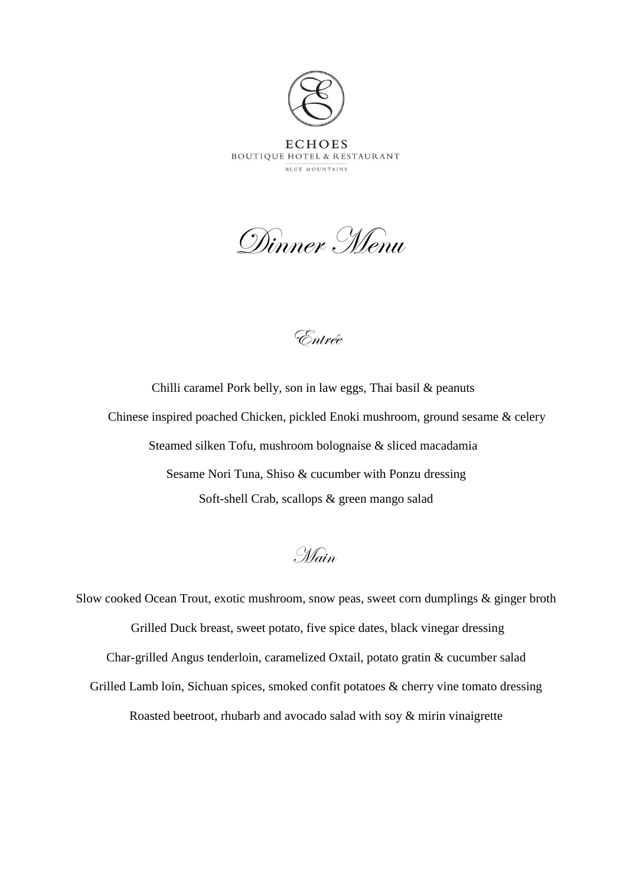ECHOES
BOUTIQUE HOTEL & RESTAURANT
BLUE MOUNTAINS

# Dinner Menu

## Entrée

Chilli caramel Pork belly, son in law eggs, Thai basil & peanuts

Chinese inspired poached Chicken, pickled Enoki mushroom, ground sesame & celery

Steamed silken Tofu, mushroom bolognaise & sliced macadamia

Sesame Nori Tuna, Shiso & cucumber with Ponzu dressing

Soft-shell Crab, scallops & green mango salad

## Main

Slow cooked Ocean Trout, exotic mushroom, snow peas, sweet corn dumplings & ginger broth

Grilled Duck breast, sweet potato, five spice dates, black vinegar dressing

Char-grilled Angus tenderloin, caramelized Oxtail, potato gratin & cucumber salad

Grilled Lamb loin, Sichuan spices, smoked confit potatoes & cherry vine tomato dressing

Roasted beetroot, rhubarb and avocado salad with soy & mirin vinaigrette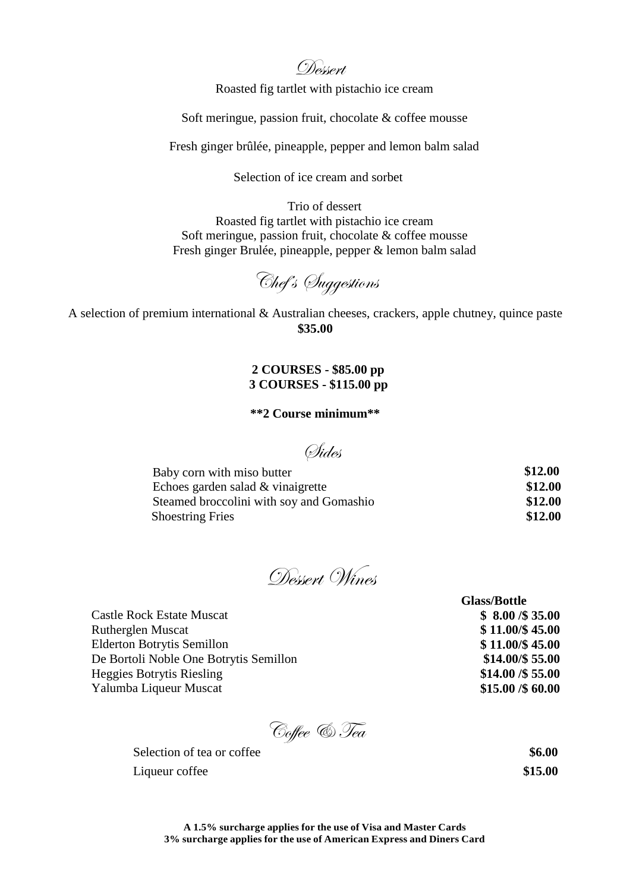## Dessert

Roasted fig tartlet with pistachio ice cream

Soft meringue, passion fruit, chocolate & coffee mousse

Fresh ginger brûlée, pineapple, pepper and lemon balm salad

Selection of ice cream and sorbet

Trio of dessert
Roasted fig tartlet with pistachio ice cream
Soft meringue, passion fruit, chocolate & coffee mousse
Fresh ginger Brulée, pineapple, pepper & lemon balm salad

## Chef's Suggestions

A selection of premium international & Australian cheeses, crackers, apple chutney, quince paste
**$35.00**

**2 COURSES - $85.00 pp**
**3 COURSES - $115.00 pp**

****2 Course minimum****

## Sides

| | |
|---|---|
| Baby corn with miso butter | **$12.00** |
| Echoes garden salad & vinaigrette | **$12.00** |
| Steamed broccolini with soy and Gomashio | **$12.00** |
| Shoestring Fries | **$12.00** |

## Dessert Wines

| | **Glass/Bottle** |
|---|---|
| Castle Rock Estate Muscat | **$ 8.00 /$ 35.00** |
| Rutherglen Muscat | **$ 11.00/$ 45.00** |
| Elderton Botrytis Semillon | **$ 11.00/$ 45.00** |
| De Bortoli Noble One Botrytis Semillon | **$14.00/$ 55.00** |
| Heggies Botrytis Riesling | **$14.00 /$ 55.00** |
| Yalumba Liqueur Muscat | **$15.00 /$ 60.00** |

## Coffee & Tea

| | |
|---|---|
| Selection of tea or coffee | **$6.00** |
| Liqueur coffee | **$15.00** |

**A 1.5% surcharge applies for the use of Visa and Master Cards**
**3% surcharge applies for the use of American Express and Diners Card**